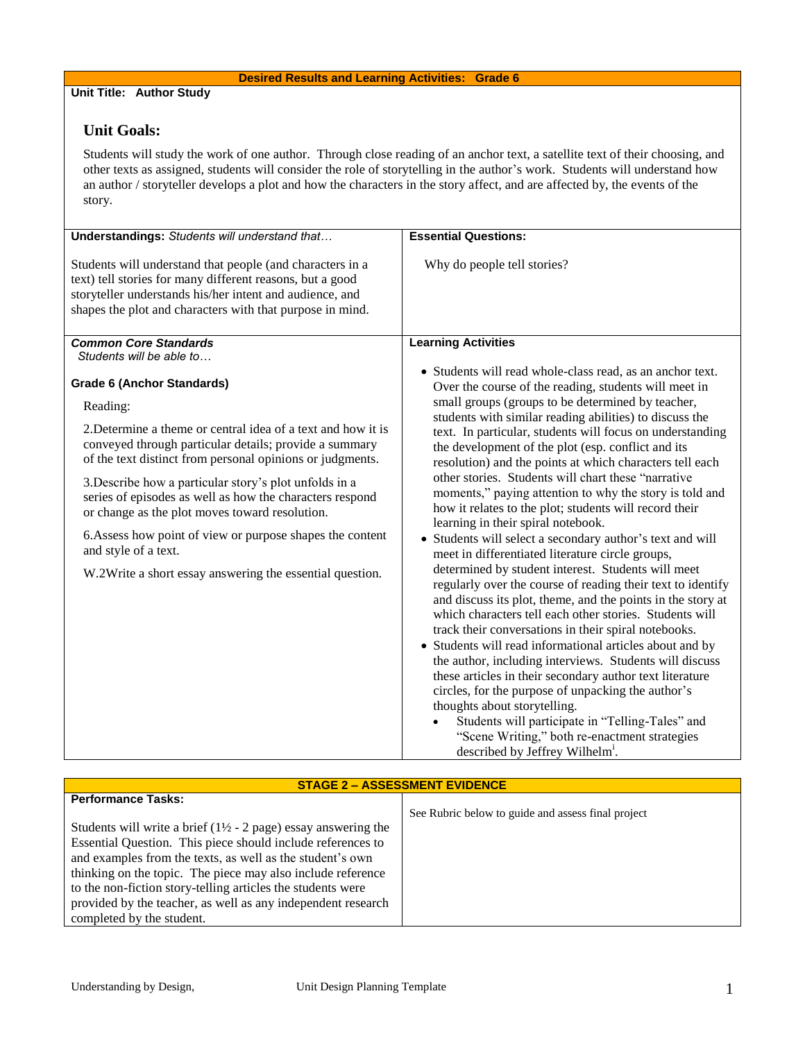## Desired Results and Learning Activities: Grade 6

**Unit Title: Author Study**

### Unit Goals:

Students will study the work of one author. Through close reading of an anchor text, a satellite text of their choosing, and other texts as assigned, students will consider the role of storytelling in the author's work. Students will understand how an author / storyteller develops a plot and how the characters in the story affect, and are affected by, the events of the story.

**Understandings:** *Students will understand that…*

Students will understand that people (and characters in a text) tell stories for many different reasons, but a good storyteller understands his/her intent and audience, and shapes the plot and characters with that purpose in mind.

**Essential Questions:**

Why do people tell stories?

***Common Core Standards***
*Students will be able to…*

**Grade 6 (Anchor Standards)**

Reading:

2.Determine a theme or central idea of a text and how it is conveyed through particular details; provide a summary of the text distinct from personal opinions or judgments.

3.Describe how a particular story's plot unfolds in a series of episodes as well as how the characters respond or change as the plot moves toward resolution.

6.Assess how point of view or purpose shapes the content and style of a text.

W.2Write a short essay answering the essential question.

**Learning Activities**

- Students will read whole-class read, as an anchor text. Over the course of the reading, students will meet in small groups (groups to be determined by teacher, students with similar reading abilities) to discuss the text. In particular, students will focus on understanding the development of the plot (esp. conflict and its resolution) and the points at which characters tell each other stories. Students will chart these "narrative moments," paying attention to why the story is told and how it relates to the plot; students will record their learning in their spiral notebook.
- Students will select a secondary author's text and will meet in differentiated literature circle groups, determined by student interest. Students will meet regularly over the course of reading their text to identify and discuss its plot, theme, and the points in the story at which characters tell each other stories. Students will track their conversations in their spiral notebooks.
- Students will read informational articles about and by the author, including interviews. Students will discuss these articles in their secondary author text literature circles, for the purpose of unpacking the author's thoughts about storytelling.
  - Students will participate in "Telling-Tales" and "Scene Writing," both re-enactment strategies described by Jeffrey Wilhelm[i].

## STAGE 2 – ASSESSMENT EVIDENCE

| **Performance Tasks:** | |
|---|---|
| Students will write a brief (1½ - 2 page) essay answering the Essential Question. This piece should include references to and examples from the texts, as well as the student's own thinking on the topic. The piece may also include reference to the non-fiction story-telling articles the students were provided by the teacher, as well as any independent research completed by the student. | See Rubric below to guide and assess final project |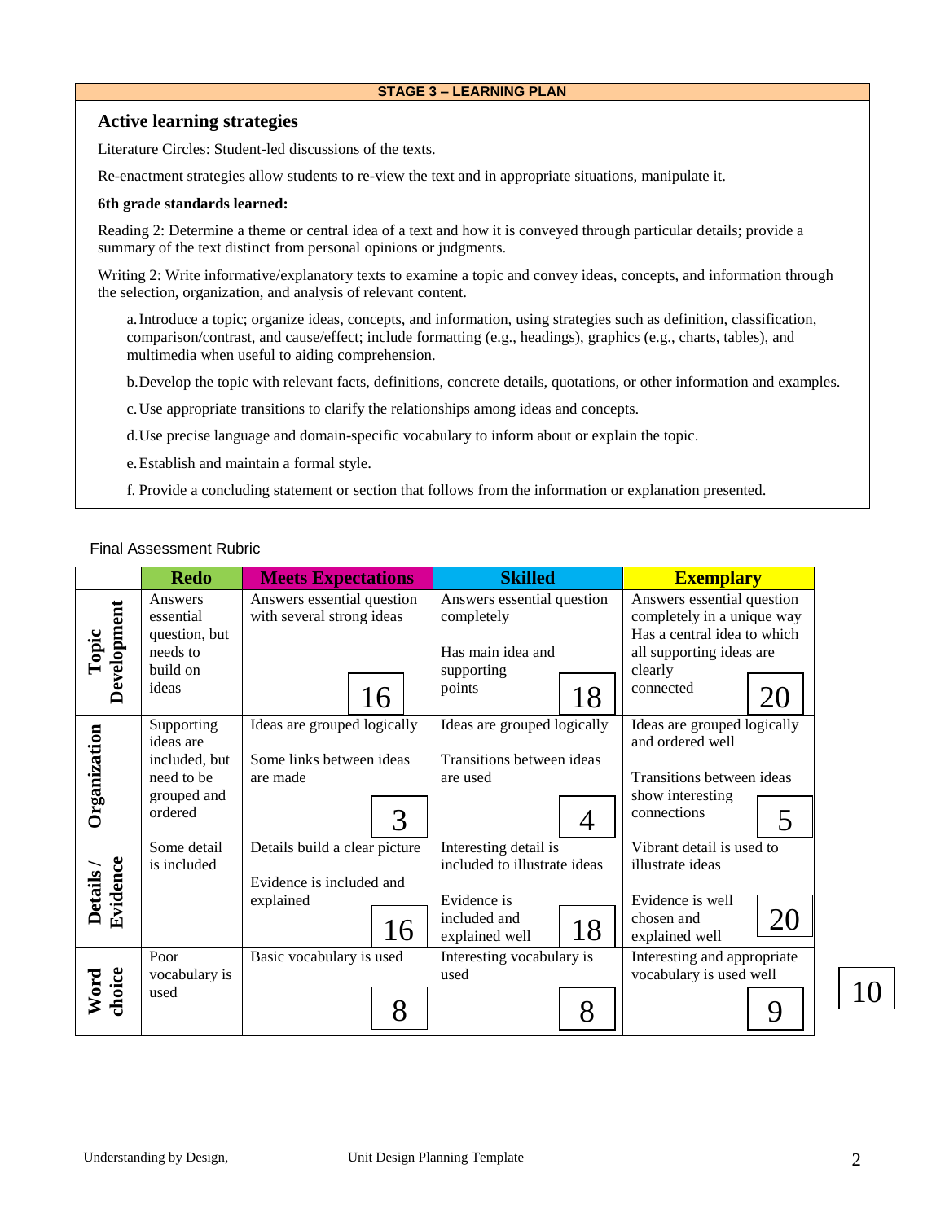**STAGE 3 – LEARNING PLAN**

## Active learning strategies

Literature Circles: Student-led discussions of the texts.

Re-enactment strategies allow students to re-view the text and in appropriate situations, manipulate it.

**6th grade standards learned:**

Reading 2: Determine a theme or central idea of a text and how it is conveyed through particular details; provide a summary of the text distinct from personal opinions or judgments.

Writing 2: Write informative/explanatory texts to examine a topic and convey ideas, concepts, and information through the selection, organization, and analysis of relevant content.

a. Introduce a topic; organize ideas, concepts, and information, using strategies such as definition, classification, comparison/contrast, and cause/effect; include formatting (e.g., headings), graphics (e.g., charts, tables), and multimedia when useful to aiding comprehension.

b. Develop the topic with relevant facts, definitions, concrete details, quotations, or other information and examples.

c. Use appropriate transitions to clarify the relationships among ideas and concepts.

d. Use precise language and domain-specific vocabulary to inform about or explain the topic.

e. Establish and maintain a formal style.

f. Provide a concluding statement or section that follows from the information or explanation presented.

Final Assessment Rubric

| | Redo | Meets Expectations | Skilled | Exemplary |
|---|---|---|---|---|
| **Topic Development** | Answers essential question, but needs to build on ideas | Answers essential question with several strong ideas 16 | Answers essential question completely<br><br>Has main idea and supporting points 18 | Answers essential question completely in a unique way Has a central idea to which all supporting ideas are clearly connected 20 |
| **Organization** | Supporting ideas are included, but need to be grouped and ordered | Ideas are grouped logically<br><br>Some links between ideas are made 3 | Ideas are grouped logically<br><br>Transitions between ideas are used 4 | Ideas are grouped logically and ordered well<br><br>Transitions between ideas show interesting connections 5 |
| **Details / Evidence** | Some detail is included | Details build a clear picture<br><br>Evidence is included and explained 16 | Interesting detail is included to illustrate ideas<br><br>Evidence is included and explained well 18 | Vibrant detail is used to illustrate ideas<br><br>Evidence is well chosen and explained well 20 |
| **Word choice** | Poor vocabulary is used | Basic vocabulary is used 8 | Interesting vocabulary is used 8 | Interesting and appropriate vocabulary is used well 9 |

10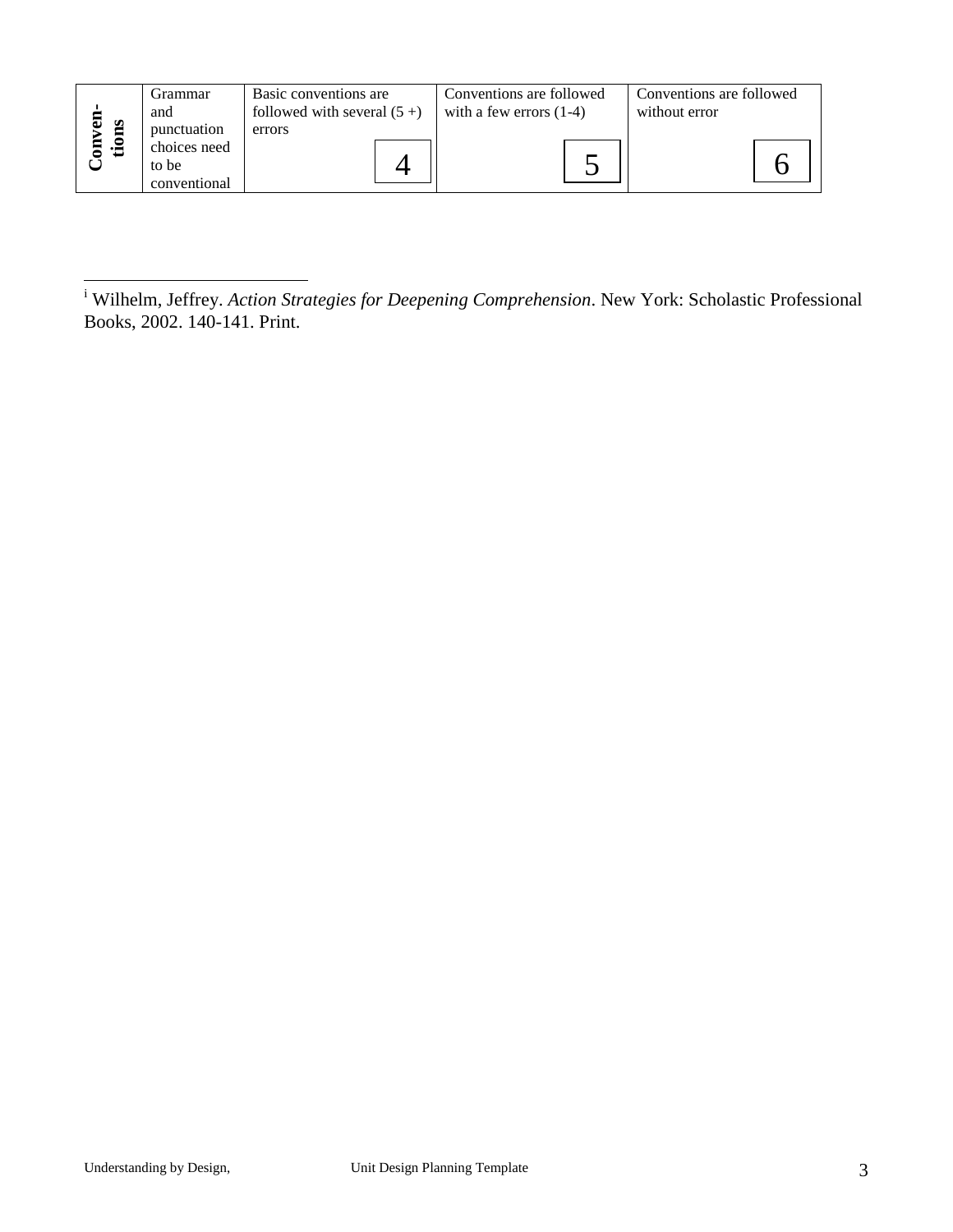| | | | | |
|---|---|---|---|---|
| **Conven-tions** | Grammar and punctuation choices need to be conventional | Basic conventions are followed with several (5 +) errors<br>4 | Conventions are followed with a few errors (1-4)<br>5 | Conventions are followed without error<br>6 |

---

[i] Wilhelm, Jeffrey. *Action Strategies for Deepening Comprehension*. New York: Scholastic Professional Books, 2002. 140-141. Print.